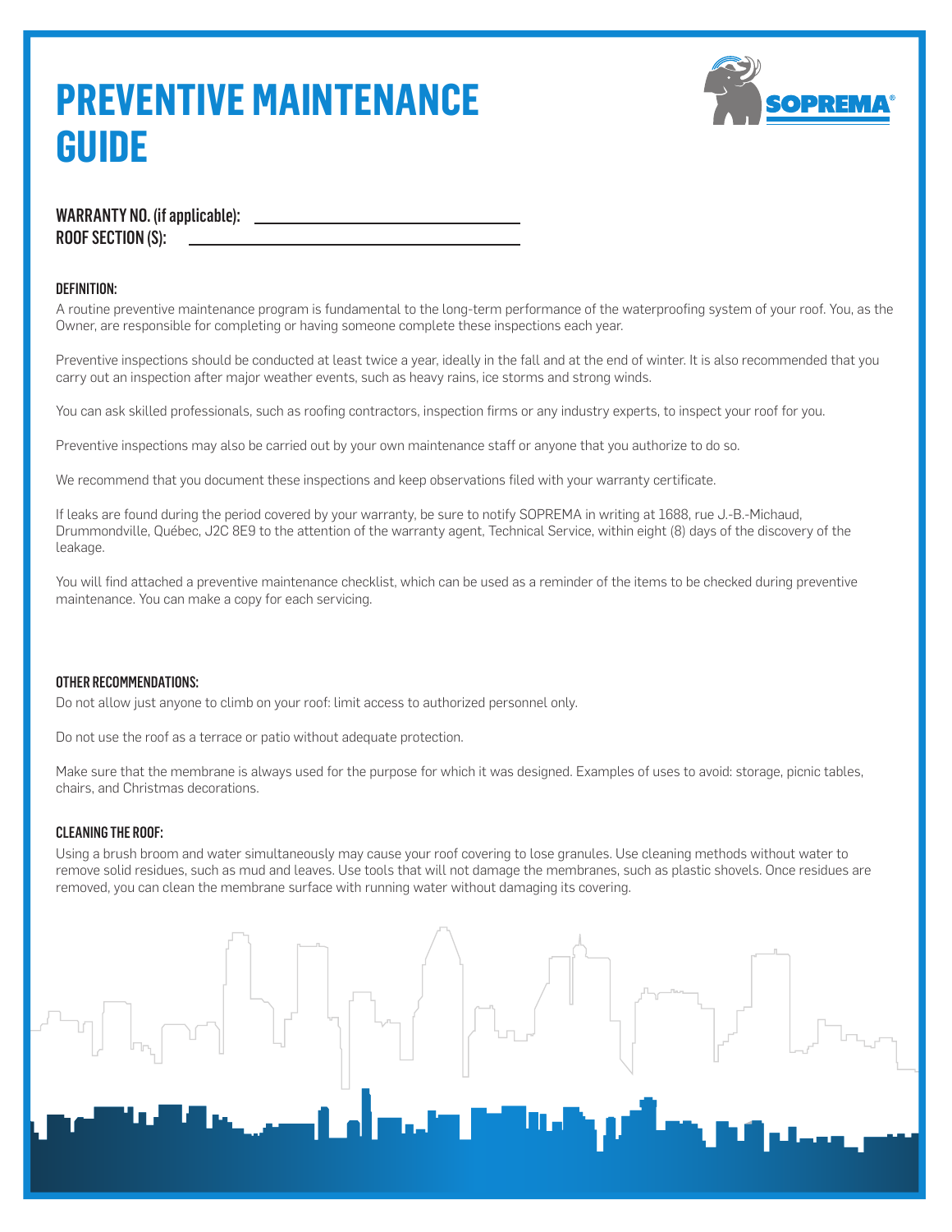# PREVENTIVE MAINTENANCE GUIDE

**WARRANTY NO. (if applicable):** ______________________________

**ROOF SECTION (S):** ______________________________

### DEFINITION:

A routine preventive maintenance program is fundamental to the long-term performance of the waterproofing system of your roof. You, as the Owner, are responsible for completing or having someone complete these inspections each year.

Preventive inspections should be conducted at least twice a year, ideally in the fall and at the end of winter. It is also recommended that you carry out an inspection after major weather events, such as heavy rains, ice storms and strong winds.

You can ask skilled professionals, such as roofing contractors, inspection firms or any industry experts, to inspect your roof for you.

Preventive inspections may also be carried out by your own maintenance staff or anyone that you authorize to do so.

We recommend that you document these inspections and keep observations filed with your warranty certificate.

If leaks are found during the period covered by your warranty, be sure to notify SOPREMA in writing at 1688, rue J.-B.-Michaud, Drummondville, Québec, J2C 8E9 to the attention of the warranty agent, Technical Service, within eight (8) days of the discovery of the leakage.

You will find attached a preventive maintenance checklist, which can be used as a reminder of the items to be checked during preventive maintenance. You can make a copy for each servicing.

### OTHER RECOMMENDATIONS:

Do not allow just anyone to climb on your roof: limit access to authorized personnel only.

Do not use the roof as a terrace or patio without adequate protection.

Make sure that the membrane is always used for the purpose for which it was designed. Examples of uses to avoid: storage, picnic tables, chairs, and Christmas decorations.

### CLEANING THE ROOF:

Using a brush broom and water simultaneously may cause your roof covering to lose granules. Use cleaning methods without water to remove solid residues, such as mud and leaves. Use tools that will not damage the membranes, such as plastic shovels. Once residues are removed, you can clean the membrane surface with running water without damaging its covering.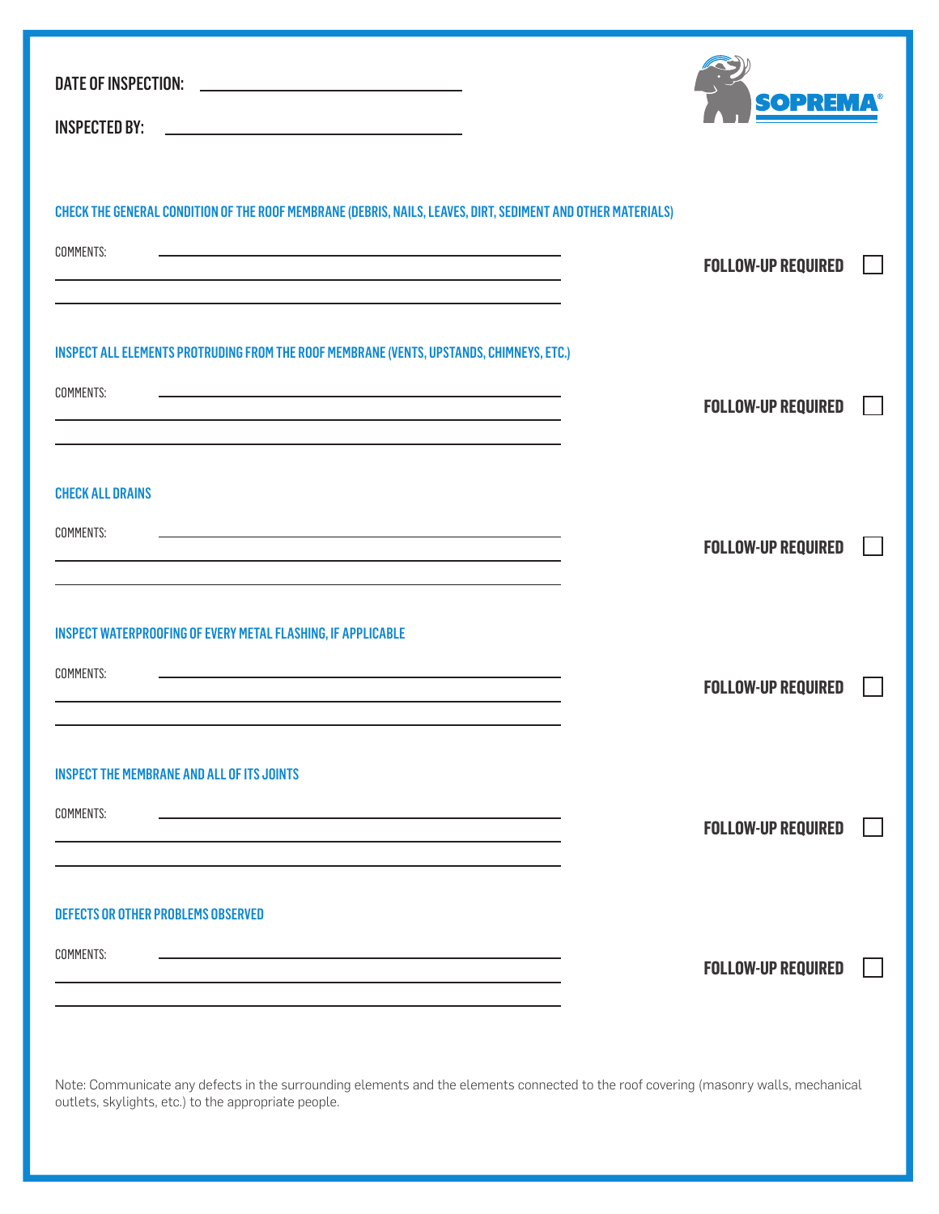DATE OF INSPECTION: ____________________

INSPECTED BY: ____________________

SOPREMA®

### CHECK THE GENERAL CONDITION OF THE ROOF MEMBRANE (DEBRIS, NAILS, LEAVES, DIRT, SEDIMENT AND OTHER MATERIALS)

COMMENTS: ____________________

**FOLLOW-UP REQUIRED** ☐

### INSPECT ALL ELEMENTS PROTRUDING FROM THE ROOF MEMBRANE (VENTS, UPSTANDS, CHIMNEYS, ETC.)

COMMENTS: ____________________

**FOLLOW-UP REQUIRED** ☐

### CHECK ALL DRAINS

COMMENTS: ____________________

**FOLLOW-UP REQUIRED** ☐

### INSPECT WATERPROOFING OF EVERY METAL FLASHING, IF APPLICABLE

COMMENTS: ____________________

**FOLLOW-UP REQUIRED** ☐

### INSPECT THE MEMBRANE AND ALL OF ITS JOINTS

COMMENTS: ____________________

**FOLLOW-UP REQUIRED** ☐

### DEFECTS OR OTHER PROBLEMS OBSERVED

COMMENTS: ____________________

**FOLLOW-UP REQUIRED** ☐

Note: Communicate any defects in the surrounding elements and the elements connected to the roof covering (masonry walls, mechanical outlets, skylights, etc.) to the appropriate people.